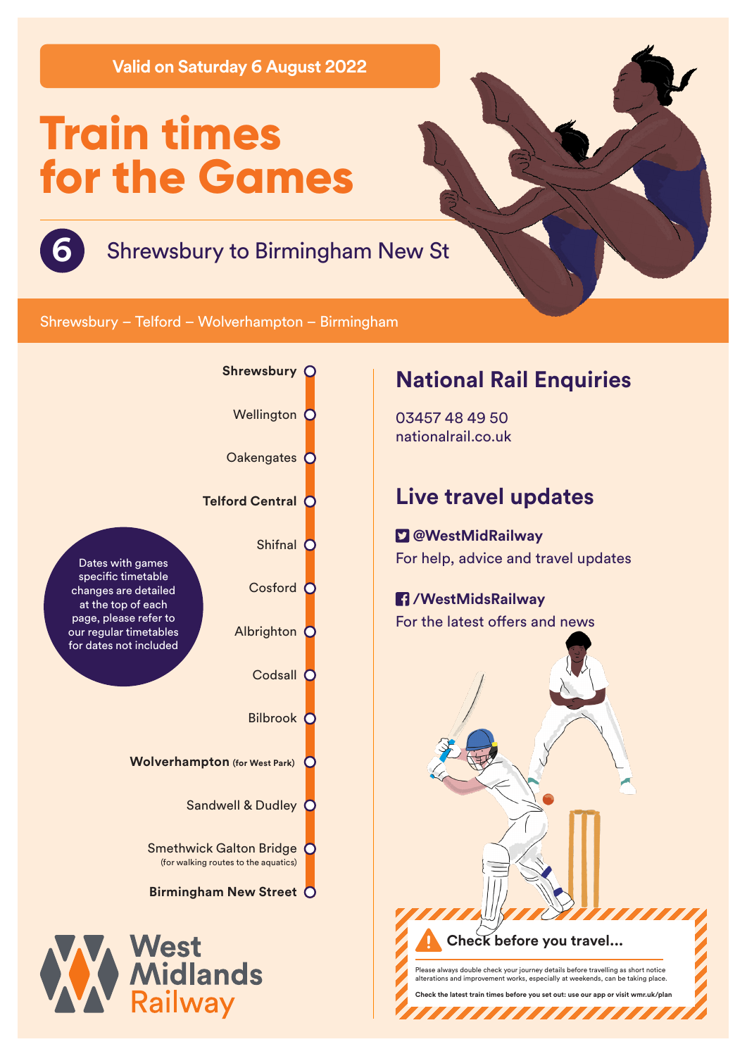**Valid on Saturday 6 August 2022**

# Train times for the Games

## 6 Shrewsbury to Birmingham New St

Shrewsbury – Telford – Wolverhampton – Birmingham

- **Shrewsbury**
- Wellington
- Oakengates
- **Telford Central**
- Shifnal
- Cosford
- Albrighton
- Codsall
- Bilbrook
- **Wolverhampton** (for West Park)
- Sandwell & Dudley
- Smethwick Galton Bridge (for walking routes to the aquatics)
- **Birmingham New Street**

Dates with games specific timetable changes are detailed at the top of each page, please refer to our regular timetables for dates not included

West Midlands Railway

## National Rail Enquiries

03457 48 49 50
nationalrail.co.uk

## Live travel updates

**@WestMidRailway**
For help, advice and travel updates

**/WestMidsRailway**
For the latest offers and news

**Check before you travel...**

Please always double check your journey details before travelling as short notice alterations and improvement works, especially at weekends, can be taking place.

**Check the latest train times before you set out: use our app or visit wmr.uk/plan**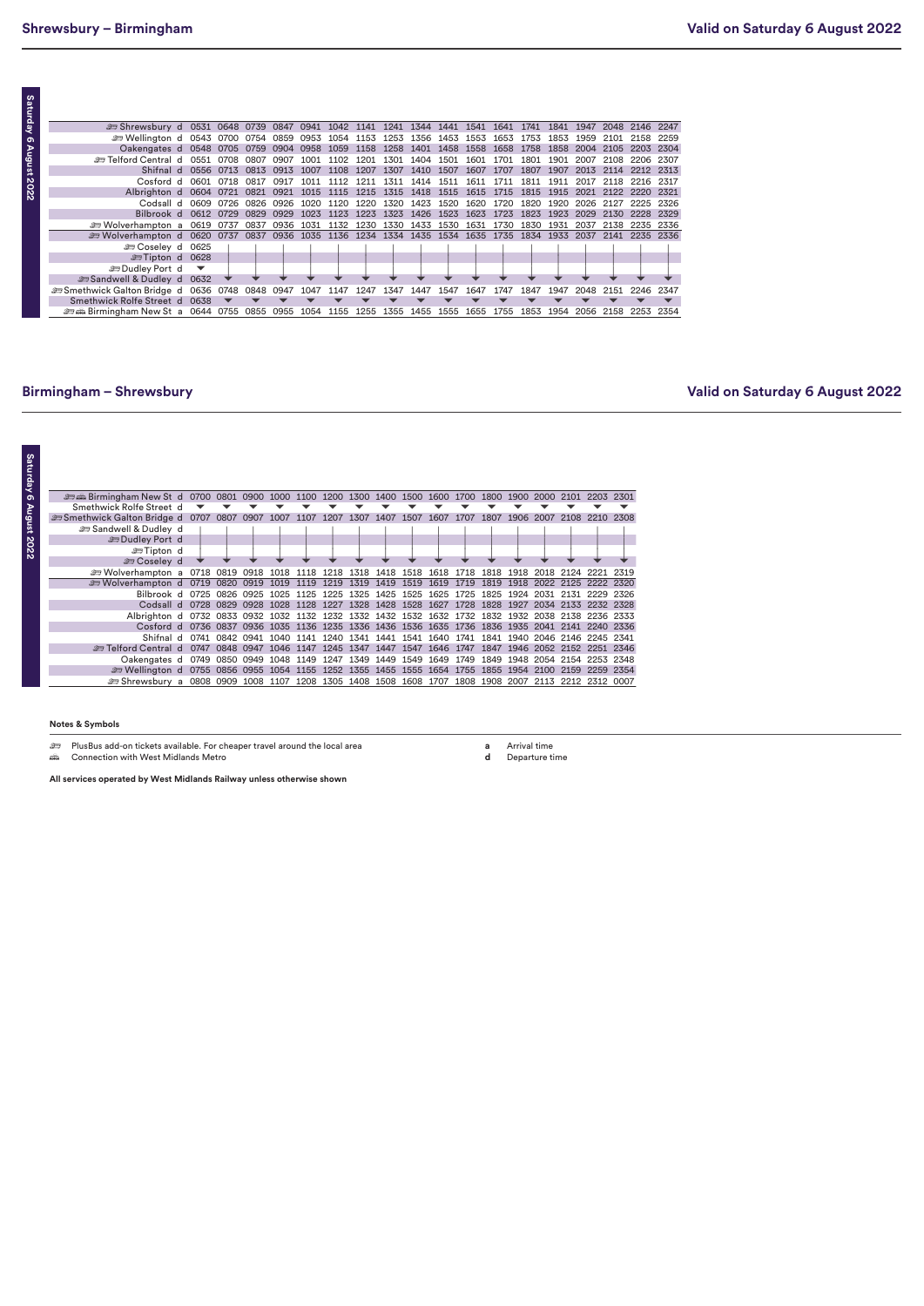## Shrewsbury – Birmingham

Valid on Saturday 6 August 2022

| | | | | | | | | | | | | | | | | | | | | |
|---|---|---|---|---|---|---|---|---|---|---|---|---|---|---|---|---|---|---|---|---|
| Shrewsbury | d | 0531 | 0648 | 0739 | 0847 | 0941 | 1042 | 1141 | 1241 | 1344 | 1441 | 1541 | 1641 | 1741 | 1841 | 1947 | 2048 | 2146 | 2247 |
| Wellington | d | 0543 | 0700 | 0754 | 0859 | 0953 | 1054 | 1153 | 1253 | 1356 | 1453 | 1553 | 1653 | 1753 | 1853 | 1959 | 2101 | 2158 | 2259 |
| Oakengates | d | 0548 | 0705 | 0759 | 0904 | 0958 | 1059 | 1158 | 1258 | 1401 | 1458 | 1558 | 1658 | 1758 | 1858 | 2004 | 2105 | 2203 | 2304 |
| Telford Central | d | 0551 | 0708 | 0807 | 0907 | 1001 | 1102 | 1201 | 1301 | 1404 | 1501 | 1601 | 1701 | 1801 | 1901 | 2007 | 2108 | 2206 | 2307 |
| Shifnal | d | 0556 | 0713 | 0813 | 0913 | 1007 | 1108 | 1207 | 1307 | 1410 | 1507 | 1607 | 1707 | 1807 | 1907 | 2013 | 2114 | 2212 | 2313 |
| Cosford | d | 0601 | 0718 | 0817 | 0917 | 1011 | 1112 | 1211 | 1311 | 1414 | 1511 | 1611 | 1711 | 1811 | 1911 | 2017 | 2118 | 2216 | 2317 |
| Albrighton | d | 0604 | 0721 | 0821 | 0921 | 1015 | 1115 | 1215 | 1315 | 1418 | 1515 | 1615 | 1715 | 1815 | 1915 | 2021 | 2122 | 2220 | 2321 |
| Codsall | d | 0609 | 0726 | 0826 | 0926 | 1020 | 1120 | 1220 | 1320 | 1423 | 1520 | 1620 | 1720 | 1820 | 1920 | 2026 | 2127 | 2225 | 2326 |
| Bilbrook | d | 0612 | 0729 | 0829 | 0929 | 1023 | 1123 | 1223 | 1323 | 1426 | 1523 | 1623 | 1723 | 1823 | 1923 | 2029 | 2130 | 2228 | 2329 |
| Wolverhampton | a | 0619 | 0737 | 0837 | 0936 | 1031 | 1132 | 1230 | 1330 | 1433 | 1530 | 1631 | 1730 | 1830 | 1931 | 2037 | 2138 | 2235 | 2336 |
| Wolverhampton | d | 0620 | 0737 | 0837 | 0936 | 1035 | 1136 | 1234 | 1334 | 1435 | 1534 | 1635 | 1735 | 1834 | 1933 | 2037 | 2141 | 2235 | 2336 |
| Coseley | d | 0625 | \| | \| | \| | \| | \| | \| | \| | \| | \| | \| | \| | \| | \| | \| | \| | \| | \| |
| Tipton | d | 0628 | \| | \| | \| | \| | \| | \| | \| | \| | \| | \| | \| | \| | \| | \| | \| | \| | \| |
| Dudley Port | d | ▼ | \| | \| | \| | \| | \| | \| | \| | \| | \| | \| | \| | \| | \| | \| | \| | \| | \| |
| Sandwell & Dudley | d | 0632 | ▼ | ▼ | ▼ | ▼ | ▼ | ▼ | ▼ | ▼ | ▼ | ▼ | ▼ | ▼ | ▼ | ▼ | ▼ | ▼ | ▼ |
| Smethwick Galton Bridge | d | 0636 | 0748 | 0848 | 0947 | 1047 | 1147 | 1247 | 1347 | 1447 | 1547 | 1647 | 1747 | 1847 | 1947 | 2048 | 2151 | 2246 | 2347 |
| Smethwick Rolfe Street | d | 0638 | ▼ | ▼ | ▼ | ▼ | ▼ | ▼ | ▼ | ▼ | ▼ | ▼ | ▼ | ▼ | ▼ | ▼ | ▼ | ▼ | ▼ |
| Birmingham New St | a | 0644 | 0755 | 0855 | 0955 | 1054 | 1155 | 1255 | 1355 | 1455 | 1555 | 1655 | 1755 | 1853 | 1954 | 2056 | 2158 | 2253 | 2354 |

## Birmingham – Shrewsbury

Valid on Saturday 6 August 2022

| | | | | | | | | | | | | | | | | | | | |
|---|---|---|---|---|---|---|---|---|---|---|---|---|---|---|---|---|---|---|---|
| Birmingham New St | d | 0700 | 0801 | 0900 | 1000 | 1100 | 1200 | 1300 | 1400 | 1500 | 1600 | 1700 | 1800 | 1900 | 2000 | 2101 | 2203 | 2301 |
| Smethwick Rolfe Street | d | ▼ | ▼ | ▼ | ▼ | ▼ | ▼ | ▼ | ▼ | ▼ | ▼ | ▼ | ▼ | ▼ | ▼ | ▼ | ▼ | ▼ |
| Smethwick Galton Bridge | d | 0707 | 0807 | 0907 | 1007 | 1107 | 1207 | 1307 | 1407 | 1507 | 1607 | 1707 | 1807 | 1906 | 2007 | 2108 | 2210 | 2308 |
| Sandwell & Dudley | d | \| | \| | \| | \| | \| | \| | \| | \| | \| | \| | \| | \| | \| | \| | \| | \| | \| |
| Dudley Port | d | \| | \| | \| | \| | \| | \| | \| | \| | \| | \| | \| | \| | \| | \| | \| | \| | \| |
| Tipton | d | \| | \| | \| | \| | \| | \| | \| | \| | \| | \| | \| | \| | \| | \| | \| | \| | \| |
| Coseley | d | ▼ | ▼ | ▼ | ▼ | ▼ | ▼ | ▼ | ▼ | ▼ | ▼ | ▼ | ▼ | ▼ | ▼ | ▼ | ▼ | ▼ |
| Wolverhampton | a | 0718 | 0819 | 0918 | 1018 | 1118 | 1218 | 1318 | 1418 | 1518 | 1618 | 1718 | 1818 | 1918 | 2018 | 2124 | 2221 | 2319 |
| Wolverhampton | d | 0719 | 0820 | 0919 | 1019 | 1119 | 1219 | 1319 | 1419 | 1519 | 1619 | 1719 | 1819 | 1918 | 2022 | 2125 | 2222 | 2320 |
| Bilbrook | d | 0725 | 0826 | 0925 | 1025 | 1125 | 1225 | 1325 | 1425 | 1525 | 1625 | 1725 | 1825 | 1924 | 2031 | 2131 | 2229 | 2326 |
| Codsall | d | 0728 | 0829 | 0928 | 1028 | 1128 | 1227 | 1328 | 1428 | 1528 | 1627 | 1728 | 1828 | 1927 | 2034 | 2133 | 2232 | 2328 |
| Albrighton | d | 0732 | 0833 | 0932 | 1032 | 1132 | 1232 | 1332 | 1432 | 1532 | 1632 | 1732 | 1832 | 1932 | 2038 | 2138 | 2236 | 2333 |
| Cosford | d | 0736 | 0837 | 0936 | 1035 | 1136 | 1235 | 1336 | 1436 | 1536 | 1635 | 1736 | 1836 | 1935 | 2041 | 2141 | 2240 | 2336 |
| Shifnal | d | 0741 | 0842 | 0941 | 1040 | 1141 | 1240 | 1341 | 1441 | 1541 | 1640 | 1741 | 1841 | 1940 | 2046 | 2146 | 2245 | 2341 |
| Telford Central | d | 0747 | 0848 | 0947 | 1046 | 1147 | 1245 | 1347 | 1447 | 1547 | 1646 | 1747 | 1847 | 1946 | 2052 | 2152 | 2251 | 2346 |
| Oakengates | d | 0749 | 0850 | 0949 | 1048 | 1149 | 1247 | 1349 | 1449 | 1549 | 1649 | 1749 | 1849 | 1948 | 2054 | 2154 | 2253 | 2348 |
| Wellington | d | 0755 | 0856 | 0955 | 1054 | 1155 | 1252 | 1355 | 1455 | 1555 | 1654 | 1755 | 1855 | 1954 | 2100 | 2159 | 2259 | 2354 |
| Shrewsbury | a | 0808 | 0909 | 1008 | 1107 | 1208 | 1305 | 1408 | 1508 | 1608 | 1707 | 1808 | 1908 | 2007 | 2113 | 2212 | 2312 | 0007 |

**Notes & Symbols**

- PlusBus add-on tickets available. For cheaper travel around the local area
- Connection with West Midlands Metro
- **a** Arrival time
- **d** Departure time

**All services operated by West Midlands Railway unless otherwise shown**